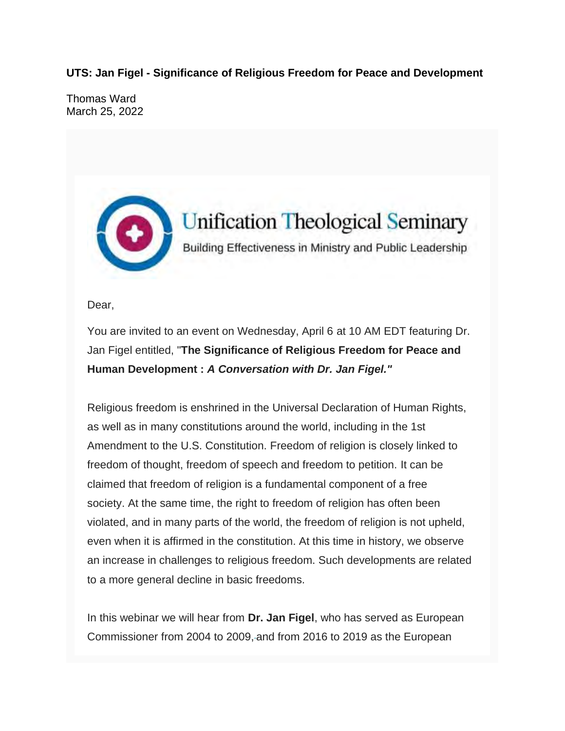**UTS: Jan Figel - Significance of Religious Freedom for Peace and Development**

Thomas Ward
March 25, 2022

Unification Theological Seminary

Building Effectiveness in Ministry and Public Leadership

Dear,

You are invited to an event on Wednesday, April 6 at 10 AM EDT featuring Dr. Jan Figel entitled, "**The Significance of Religious Freedom for Peace and Human Development :** ***A Conversation with Dr. Jan Figel."***

Religious freedom is enshrined in the Universal Declaration of Human Rights, as well as in many constitutions around the world, including in the 1st Amendment to the U.S. Constitution. Freedom of religion is closely linked to freedom of thought, freedom of speech and freedom to petition. It can be claimed that freedom of religion is a fundamental component of a free society. At the same time, the right to freedom of religion has often been violated, and in many parts of the world, the freedom of religion is not upheld, even when it is affirmed in the constitution. At this time in history, we observe an increase in challenges to religious freedom. Such developments are related to a more general decline in basic freedoms.

In this webinar we will hear from **Dr. Jan Figel**, who has served as European Commissioner from 2004 to 2009, and from 2016 to 2019 as the European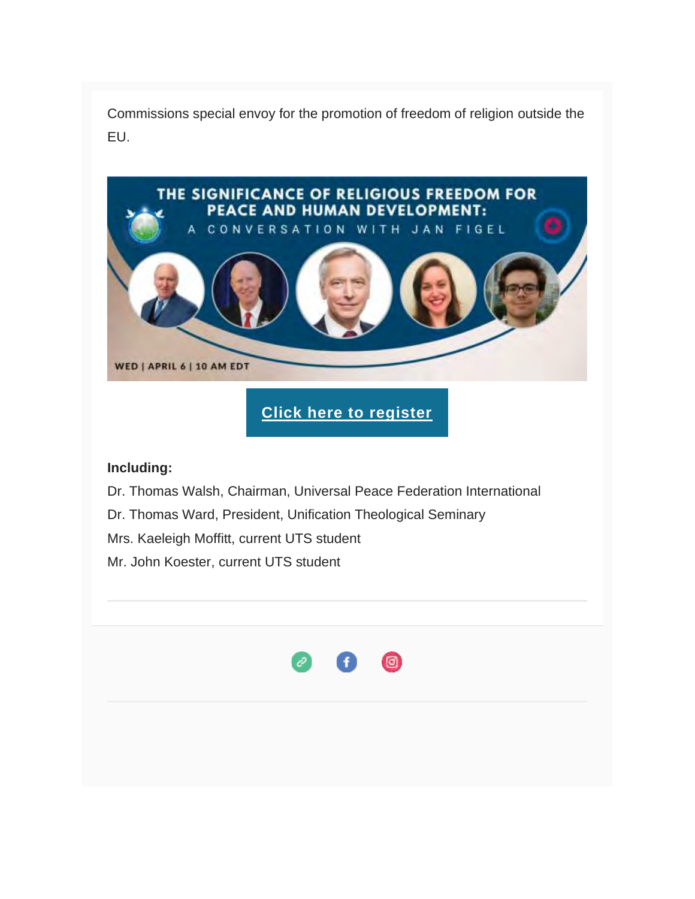Commissions special envoy for the promotion of freedom of religion outside the EU.

THE SIGNIFICANCE OF RELIGIOUS FREEDOM FOR PEACE AND HUMAN DEVELOPMENT: A CONVERSATION WITH JAN FIGEL

WED | APRIL 6 | 10 AM EDT

**Click here to register**

**Including:**

Dr. Thomas Walsh, Chairman, Universal Peace Federation International

Dr. Thomas Ward, President, Unification Theological Seminary

Mrs. Kaeleigh Moffitt, current UTS student

Mr. John Koester, current UTS student